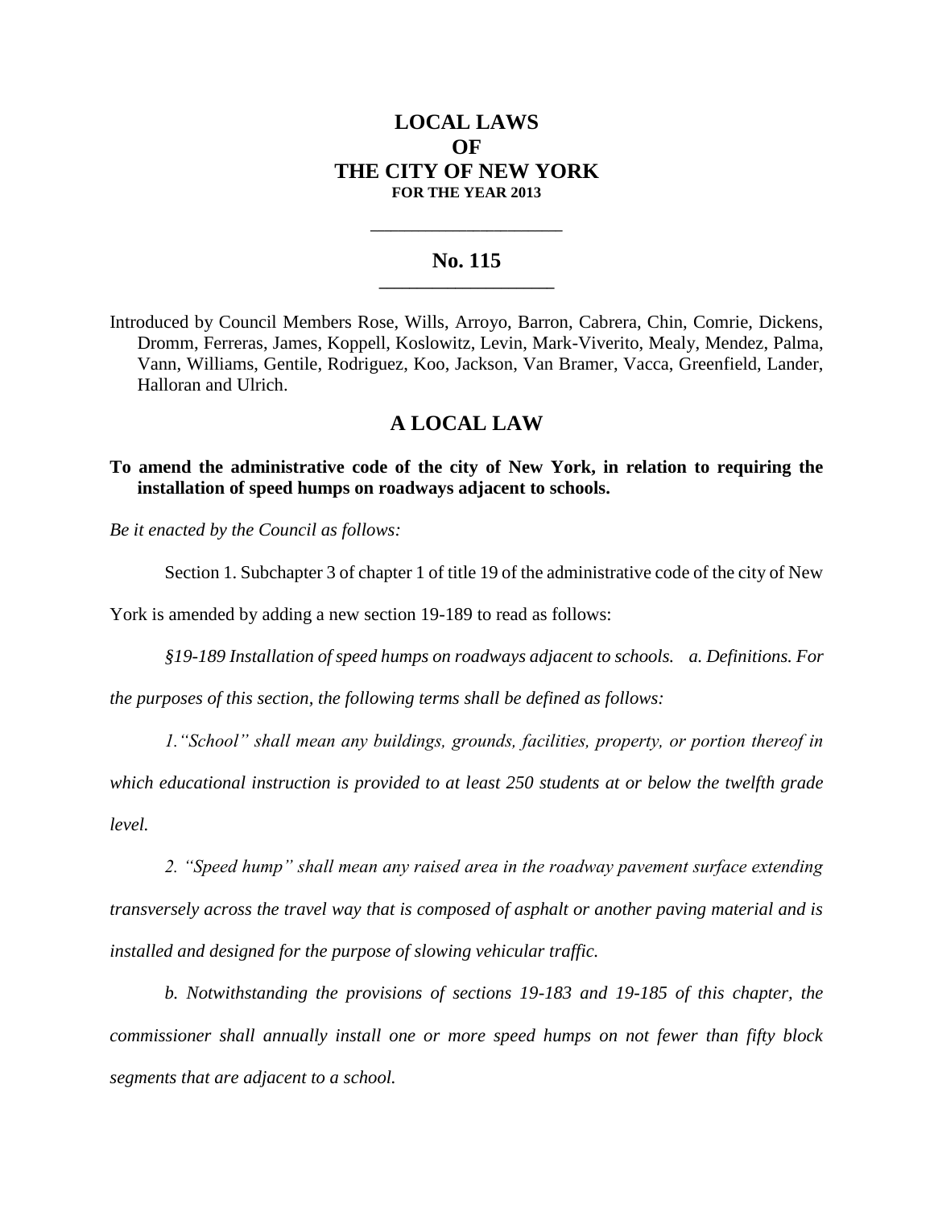# LOCAL LAWS
# OF
# THE CITY OF NEW YORK
**FOR THE YEAR 2013**

---

## No. 115

---

Introduced by Council Members Rose, Wills, Arroyo, Barron, Cabrera, Chin, Comrie, Dickens, Dromm, Ferreras, James, Koppell, Koslowitz, Levin, Mark-Viverito, Mealy, Mendez, Palma, Vann, Williams, Gentile, Rodriguez, Koo, Jackson, Van Bramer, Vacca, Greenfield, Lander, Halloran and Ulrich.

## A LOCAL LAW

**To amend the administrative code of the city of New York, in relation to requiring the installation of speed humps on roadways adjacent to schools.**

*Be it enacted by the Council as follows:*

Section 1. Subchapter 3 of chapter 1 of title 19 of the administrative code of the city of New York is amended by adding a new section 19-189 to read as follows:

*§19-189 Installation of speed humps on roadways adjacent to schools. a. Definitions. For the purposes of this section, the following terms shall be defined as follows:*

*1. "School" shall mean any buildings, grounds, facilities, property, or portion thereof in which educational instruction is provided to at least 250 students at or below the twelfth grade level.*

*2. "Speed hump" shall mean any raised area in the roadway pavement surface extending transversely across the travel way that is composed of asphalt or another paving material and is installed and designed for the purpose of slowing vehicular traffic.*

*b. Notwithstanding the provisions of sections 19-183 and 19-185 of this chapter, the commissioner shall annually install one or more speed humps on not fewer than fifty block segments that are adjacent to a school.*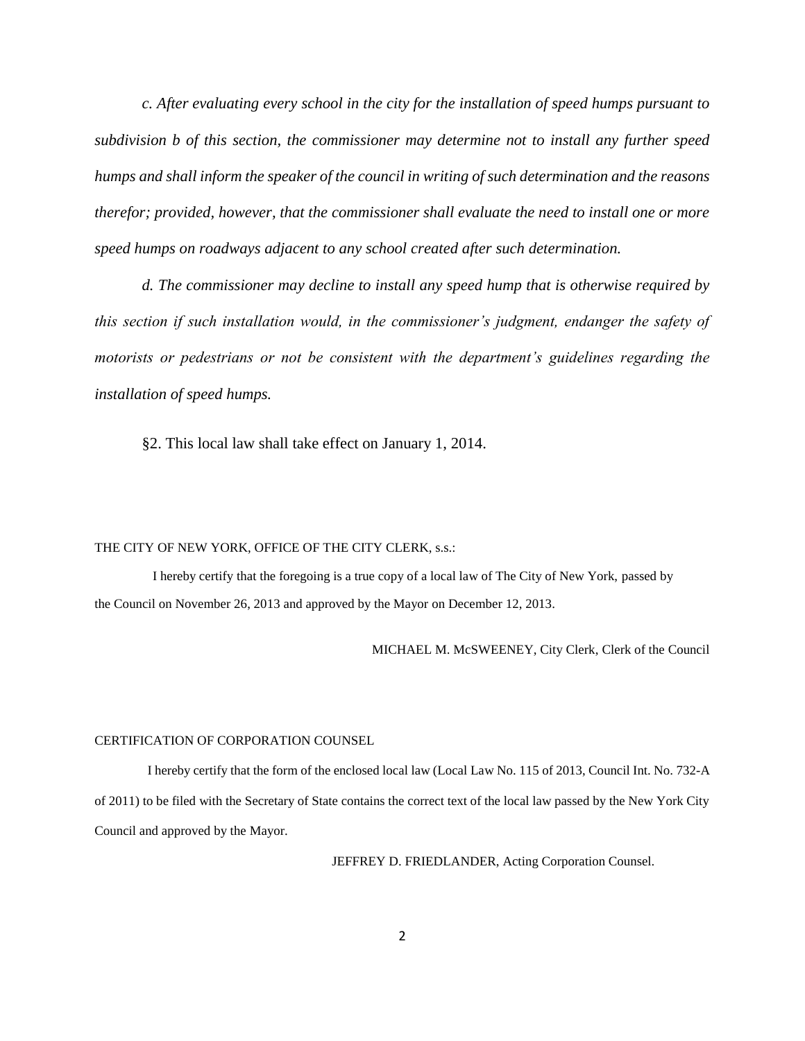*c. After evaluating every school in the city for the installation of speed humps pursuant to subdivision b of this section, the commissioner may determine not to install any further speed humps and shall inform the speaker of the council in writing of such determination and the reasons therefor; provided, however, that the commissioner shall evaluate the need to install one or more speed humps on roadways adjacent to any school created after such determination.*

*d. The commissioner may decline to install any speed hump that is otherwise required by this section if such installation would, in the commissioner's judgment, endanger the safety of motorists or pedestrians or not be consistent with the department's guidelines regarding the installation of speed humps.*

§2. This local law shall take effect on January 1, 2014.

THE CITY OF NEW YORK, OFFICE OF THE CITY CLERK, s.s.:

I hereby certify that the foregoing is a true copy of a local law of The City of New York, passed by the Council on November 26, 2013 and approved by the Mayor on December 12, 2013.

MICHAEL M. McSWEENEY, City Clerk, Clerk of the Council

CERTIFICATION OF CORPORATION COUNSEL

I hereby certify that the form of the enclosed local law (Local Law No. 115 of 2013, Council Int. No. 732-A of 2011) to be filed with the Secretary of State contains the correct text of the local law passed by the New York City Council and approved by the Mayor.

JEFFREY D. FRIEDLANDER, Acting Corporation Counsel.